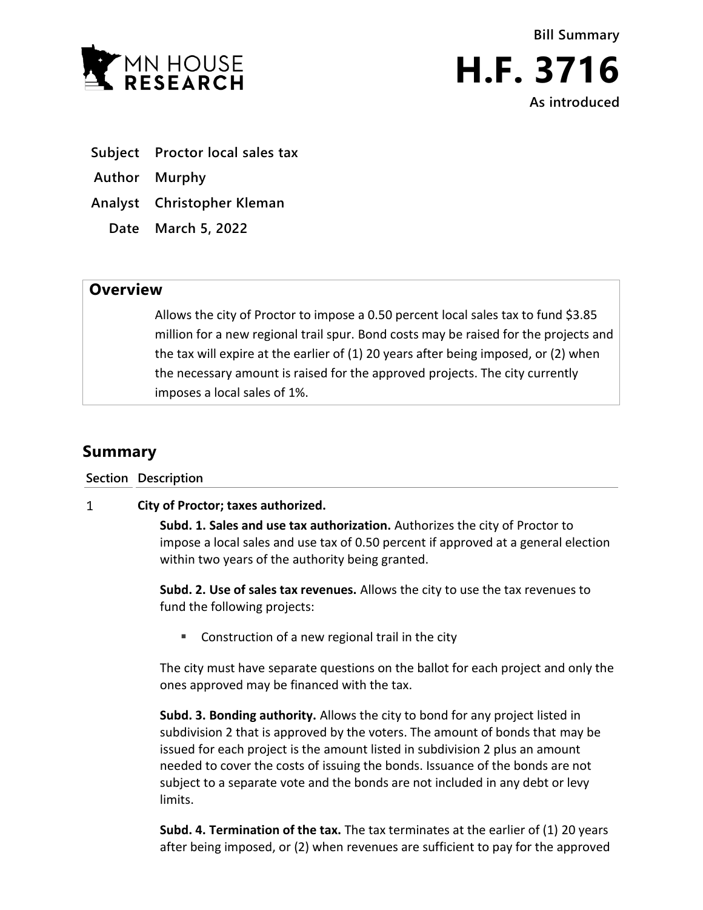Bill Summary

# H.F. 3716

As introduced

**Subject** Proctor local sales tax

**Author** Murphy

**Analyst** Christopher Kleman

**Date** March 5, 2022

## Overview

Allows the city of Proctor to impose a 0.50 percent local sales tax to fund $3.85 million for a new regional trail spur. Bond costs may be raised for the projects and the tax will expire at the earlier of (1) 20 years after being imposed, or (2) when the necessary amount is raised for the approved projects. The city currently imposes a local sales of 1%.

## Summary

**Section Description**

1 **City of Proctor; taxes authorized.**

**Subd. 1. Sales and use tax authorization.** Authorizes the city of Proctor to impose a local sales and use tax of 0.50 percent if approved at a general election within two years of the authority being granted.

**Subd. 2. Use of sales tax revenues.** Allows the city to use the tax revenues to fund the following projects:

- Construction of a new regional trail in the city

The city must have separate questions on the ballot for each project and only the ones approved may be financed with the tax.

**Subd. 3. Bonding authority.** Allows the city to bond for any project listed in subdivision 2 that is approved by the voters. The amount of bonds that may be issued for each project is the amount listed in subdivision 2 plus an amount needed to cover the costs of issuing the bonds. Issuance of the bonds are not subject to a separate vote and the bonds are not included in any debt or levy limits.

**Subd. 4. Termination of the tax.** The tax terminates at the earlier of (1) 20 years after being imposed, or (2) when revenues are sufficient to pay for the approved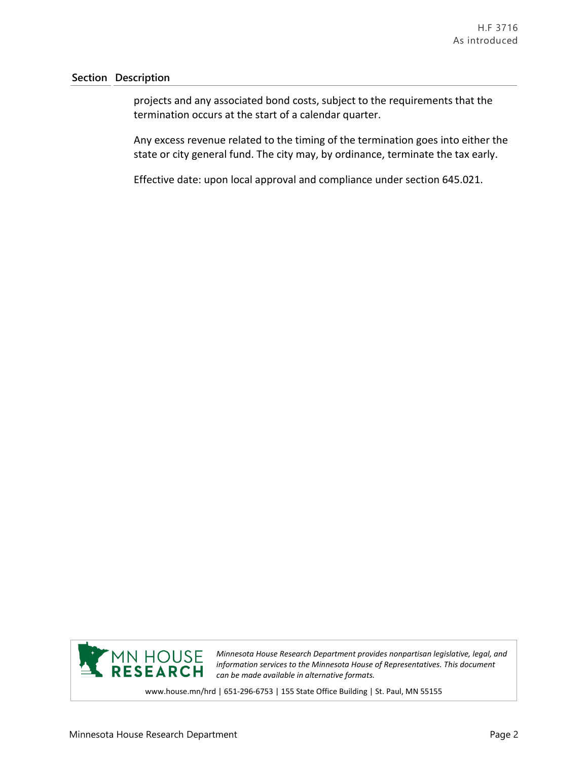| Section | Description |
|---|---|
| | projects and any associated bond costs, subject to the requirements that the termination occurs at the start of a calendar quarter. |
| | Any excess revenue related to the timing of the termination goes into either the state or city general fund. The city may, by ordinance, terminate the tax early. |
| | Effective date: upon local approval and compliance under section 645.021. |

MN HOUSE RESEARCH

*Minnesota House Research Department provides nonpartisan legislative, legal, and information services to the Minnesota House of Representatives. This document can be made available in alternative formats.*

www.house.mn/hrd | 651-296-6753 | 155 State Office Building | St. Paul, MN 55155